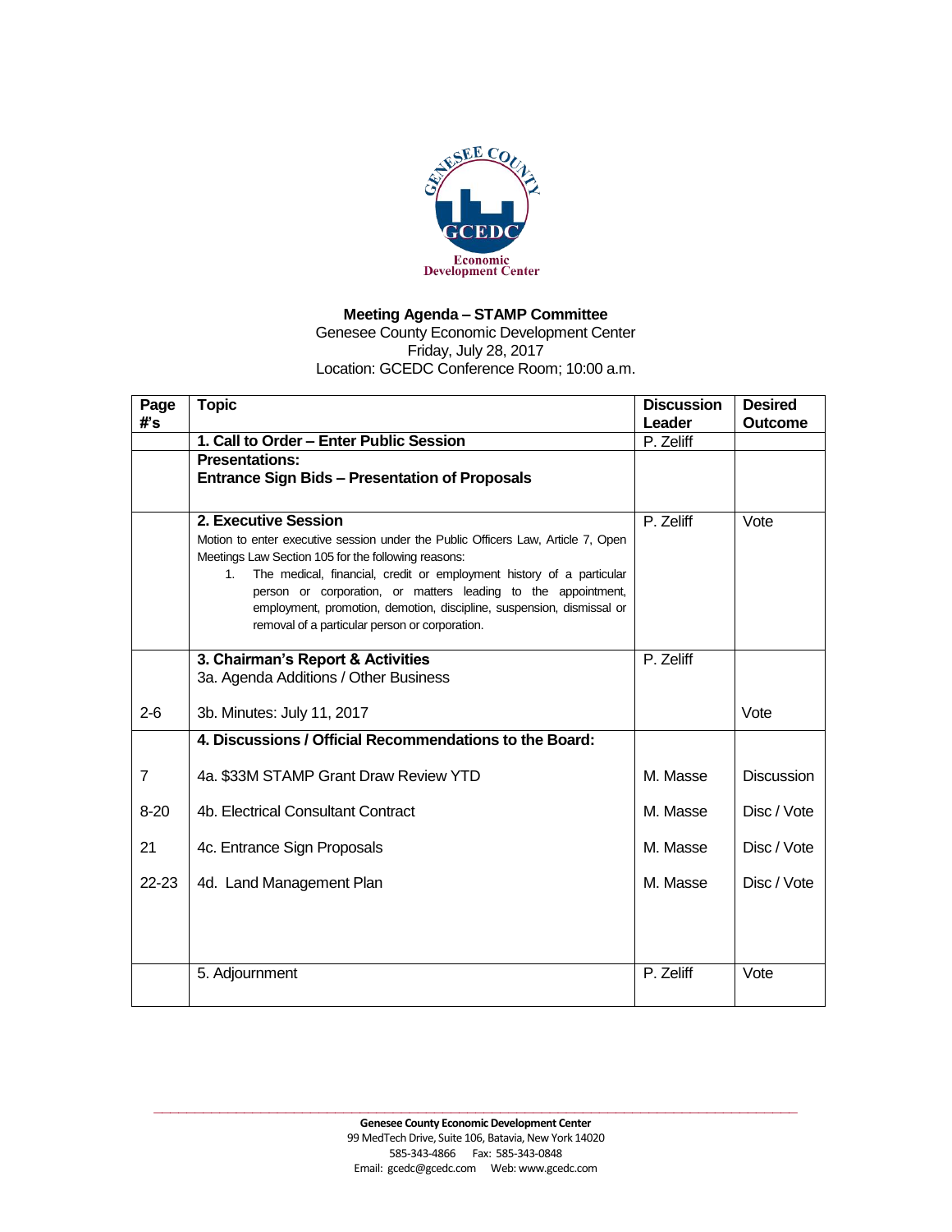Genesee County GCEDC Economic Development Center

## Meeting Agenda – STAMP Committee

Genesee County Economic Development Center
Friday, July 28, 2017
Location: GCEDC Conference Room; 10:00 a.m.

| Page #'s | Topic | Discussion Leader | Desired Outcome |
|---|---|---|---|
| | **1. Call to Order – Enter Public Session** | P. Zeliff | |
| | **Presentations:**<br>**Entrance Sign Bids – Presentation of Proposals** | | |
| | **2. Executive Session**<br>Motion to enter executive session under the Public Officers Law, Article 7, Open Meetings Law Section 105 for the following reasons:<br>1. The medical, financial, credit or employment history of a particular person or corporation, or matters leading to the appointment, employment, promotion, demotion, discipline, suspension, dismissal or removal of a particular person or corporation. | P. Zeliff | Vote |
| | **3. Chairman's Report & Activities**<br>3a. Agenda Additions / Other Business | P. Zeliff | |
| 2-6 | 3b. Minutes: July 11, 2017 | | Vote |
| | **4. Discussions / Official Recommendations to the Board:** | | |
| 7 | 4a. $33M STAMP Grant Draw Review YTD | M. Masse | Discussion |
| 8-20 | 4b. Electrical Consultant Contract | M. Masse | Disc / Vote |
| 21 | 4c. Entrance Sign Proposals | M. Masse | Disc / Vote |
| 22-23 | 4d. Land Management Plan | M. Masse | Disc / Vote |
| | 5. Adjournment | P. Zeliff | Vote |

**Genesee County Economic Development Center**
99 MedTech Drive, Suite 106, Batavia, New York 14020
585-343-4866 Fax: 585-343-0848
Email: gcedc@gcedc.com Web: www.gcedc.com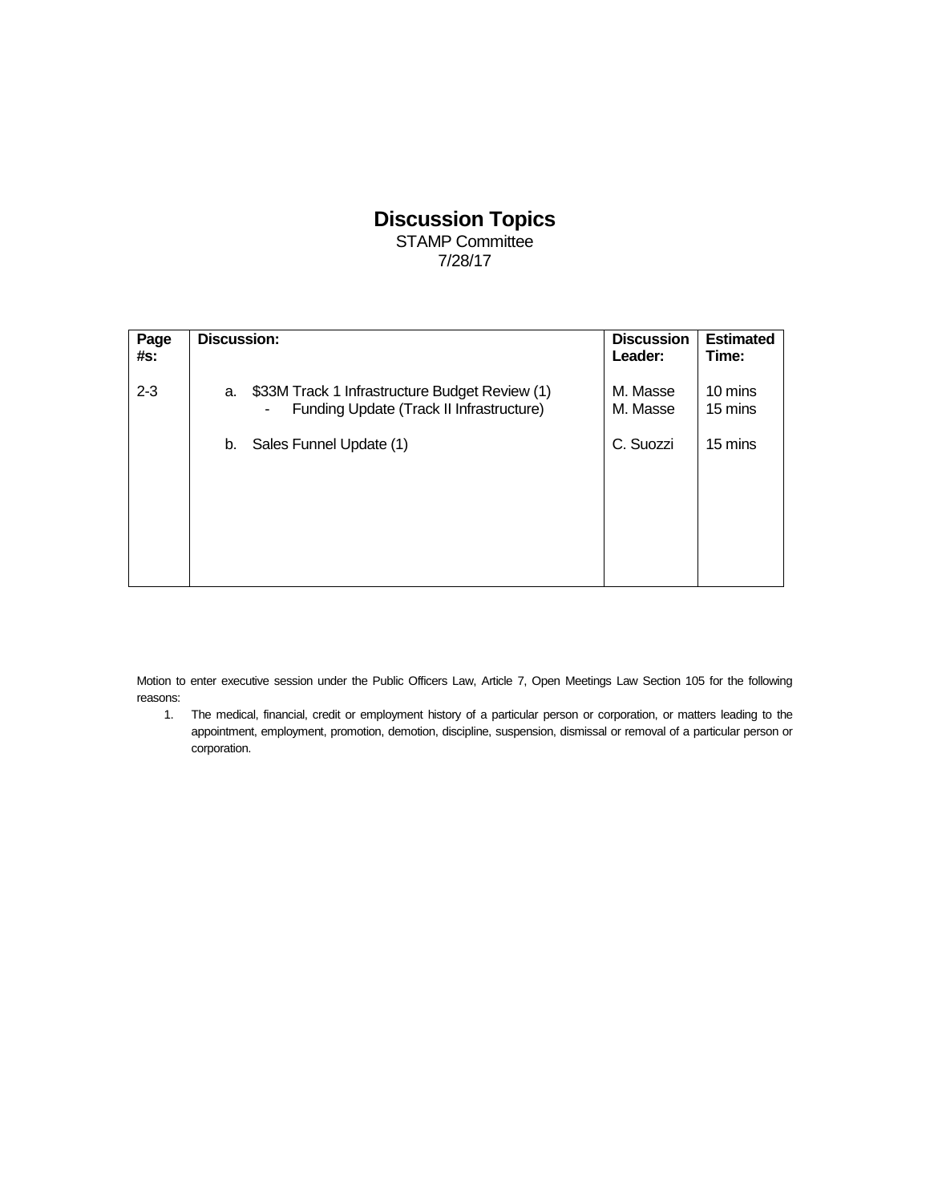# Discussion Topics

STAMP Committee
7/28/17

| Page #s: | Discussion: | Discussion Leader: | Estimated Time: |
|---|---|---|---|
| 2-3 | a. $33M Track 1 Infrastructure Budget Review (1) | M. Masse | 10 mins |
| | - Funding Update (Track II Infrastructure) | M. Masse | 15 mins |
| | b. Sales Funnel Update (1) | C. Suozzi | 15 mins |

Motion to enter executive session under the Public Officers Law, Article 7, Open Meetings Law Section 105 for the following reasons:

1. The medical, financial, credit or employment history of a particular person or corporation, or matters leading to the appointment, employment, promotion, demotion, discipline, suspension, dismissal or removal of a particular person or corporation.